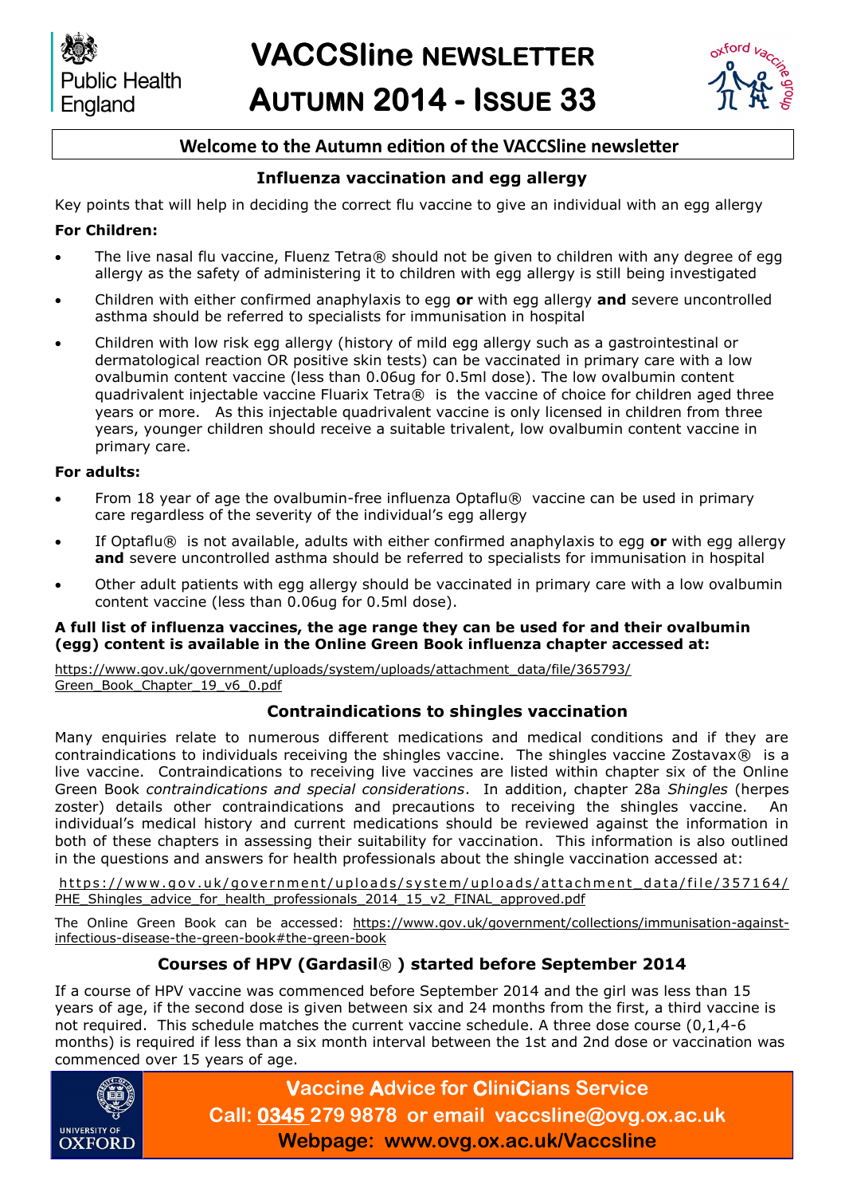# VACCSline NEWSLETTER

# AUTUMN 2014 - ISSUE 33

Public Health England

**Welcome to the Autumn edition of the VACCSline newsletter**

## Influenza vaccination and egg allergy

Key points that will help in deciding the correct flu vaccine to give an individual with an egg allergy

**For Children:**

- The live nasal flu vaccine, Fluenz Tetra® should not be given to children with any degree of egg allergy as the safety of administering it to children with egg allergy is still being investigated
- Children with either confirmed anaphylaxis to egg **or** with egg allergy **and** severe uncontrolled asthma should be referred to specialists for immunisation in hospital
- Children with low risk egg allergy (history of mild egg allergy such as a gastrointestinal or dermatological reaction OR positive skin tests) can be vaccinated in primary care with a low ovalbumin content vaccine (less than 0.06ug for 0.5ml dose). The low ovalbumin content quadrivalent injectable vaccine Fluarix Tetra® is the vaccine of choice for children aged three years or more. As this injectable quadrivalent vaccine is only licensed in children from three years, younger children should receive a suitable trivalent, low ovalbumin content vaccine in primary care.

**For adults:**

- From 18 year of age the ovalbumin-free influenza Optaflu® vaccine can be used in primary care regardless of the severity of the individual's egg allergy
- If Optaflu® is not available, adults with either confirmed anaphylaxis to egg **or** with egg allergy **and** severe uncontrolled asthma should be referred to specialists for immunisation in hospital
- Other adult patients with egg allergy should be vaccinated in primary care with a low ovalbumin content vaccine (less than 0.06ug for 0.5ml dose).

**A full list of influenza vaccines, the age range they can be used for and their ovalbumin (egg) content is available in the Online Green Book influenza chapter accessed at:**

https://www.gov.uk/government/uploads/system/uploads/attachment_data/file/365793/Green_Book_Chapter_19_v6_0.pdf

## Contraindications to shingles vaccination

Many enquiries relate to numerous different medications and medical conditions and if they are contraindications to individuals receiving the shingles vaccine. The shingles vaccine Zostavax® is a live vaccine. Contraindications to receiving live vaccines are listed within chapter six of the Online Green Book *contraindications and special considerations*. In addition, chapter 28a *Shingles* (herpes zoster) details other contraindications and precautions to receiving the shingles vaccine. An individual's medical history and current medications should be reviewed against the information in both of these chapters in assessing their suitability for vaccination. This information is also outlined in the questions and answers for health professionals about the shingle vaccination accessed at:

https://www.gov.uk/government/uploads/system/uploads/attachment_data/file/357164/PHE_Shingles_advice_for_health_professionals_2014_15_v2_FINAL_approved.pdf

The Online Green Book can be accessed: https://www.gov.uk/government/collections/immunisation-against-infectious-disease-the-green-book#the-green-book

## Courses of HPV (Gardasil® ) started before September 2014

If a course of HPV vaccine was commenced before September 2014 and the girl was less than 15 years of age, if the second dose is given between six and 24 months from the first, a third vaccine is not required. This schedule matches the current vaccine schedule. A three dose course (0,1,4-6 months) is required if less than a six month interval between the 1st and 2nd dose or vaccination was commenced over 15 years of age.

**Vaccine Advice for CliniCians Service**
**Call: 0345 279 9878 or email vaccsline@ovg.ox.ac.uk**
**Webpage: www.ovg.ox.ac.uk/Vaccsline**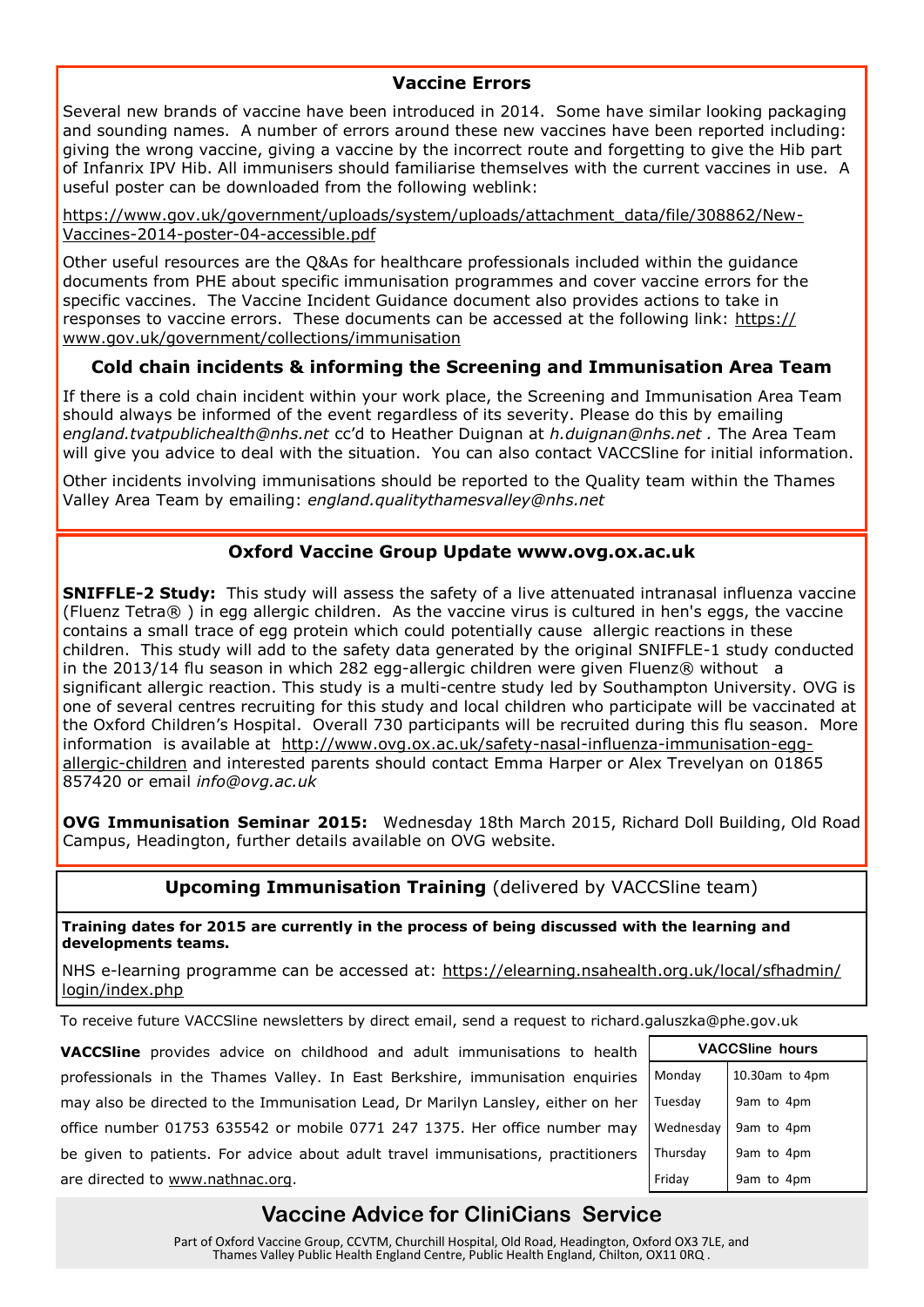## Vaccine Errors

Several new brands of vaccine have been introduced in 2014. Some have similar looking packaging and sounding names. A number of errors around these new vaccines have been reported including: giving the wrong vaccine, giving a vaccine by the incorrect route and forgetting to give the Hib part of Infanrix IPV Hib. All immunisers should familiarise themselves with the current vaccines in use. A useful poster can be downloaded from the following weblink:

https://www.gov.uk/government/uploads/system/uploads/attachment_data/file/308862/New-Vaccines-2014-poster-04-accessible.pdf

Other useful resources are the Q&As for healthcare professionals included within the guidance documents from PHE about specific immunisation programmes and cover vaccine errors for the specific vaccines. The Vaccine Incident Guidance document also provides actions to take in responses to vaccine errors. These documents can be accessed at the following link: https://www.gov.uk/government/collections/immunisation

## Cold chain incidents & informing the Screening and Immunisation Area Team

If there is a cold chain incident within your work place, the Screening and Immunisation Area Team should always be informed of the event regardless of its severity. Please do this by emailing *england.tvatpublichealth@nhs.net* cc'd to Heather Duignan at *h.duignan@nhs.net .* The Area Team will give you advice to deal with the situation. You can also contact VACCSline for initial information.

Other incidents involving immunisations should be reported to the Quality team within the Thames Valley Area Team by emailing: *england.qualitythamesvalley@nhs.net*

## Oxford Vaccine Group Update www.ovg.ox.ac.uk

**SNIFFLE-2 Study:** This study will assess the safety of a live attenuated intranasal influenza vaccine (Fluenz Tetra® ) in egg allergic children. As the vaccine virus is cultured in hen's eggs, the vaccine contains a small trace of egg protein which could potentially cause allergic reactions in these children. This study will add to the safety data generated by the original SNIFFLE-1 study conducted in the 2013/14 flu season in which 282 egg-allergic children were given Fluenz® without a significant allergic reaction. This study is a multi-centre study led by Southampton University. OVG is one of several centres recruiting for this study and local children who participate will be vaccinated at the Oxford Children's Hospital. Overall 730 participants will be recruited during this flu season. More information is available at http://www.ovg.ox.ac.uk/safety-nasal-influenza-immunisation-egg-allergic-children and interested parents should contact Emma Harper or Alex Trevelyan on 01865 857420 or email *info@ovg.ac.uk*

**OVG Immunisation Seminar 2015:** Wednesday 18th March 2015, Richard Doll Building, Old Road Campus, Headington, further details available on OVG website.

## Upcoming Immunisation Training (delivered by VACCSline team)

**Training dates for 2015 are currently in the process of being discussed with the learning and developments teams.**

NHS e-learning programme can be accessed at: https://elearning.nsahealth.org.uk/local/sfhadmin/login/index.php

To receive future VACCSline newsletters by direct email, send a request to richard.galuszka@phe.gov.uk

**VACCSline** provides advice on childhood and adult immunisations to health professionals in the Thames Valley. In East Berkshire, immunisation enquiries may also be directed to the Immunisation Lead, Dr Marilyn Lansley, either on her office number 01753 635542 or mobile 0771 247 1375. Her office number may be given to patients. For advice about adult travel immunisations, practitioners are directed to www.nathnac.org.

| VACCSline hours | |
|---|---|
| Monday | 10.30am to 4pm |
| Tuesday | 9am to 4pm |
| Wednesday | 9am to 4pm |
| Thursday | 9am to 4pm |
| Friday | 9am to 4pm |

## Vaccine Advice for CliniCians Service

Part of Oxford Vaccine Group, CCVTM, Churchill Hospital, Old Road, Headington, Oxford OX3 7LE, and Thames Valley Public Health England Centre, Public Health England, Chilton, OX11 0RQ .